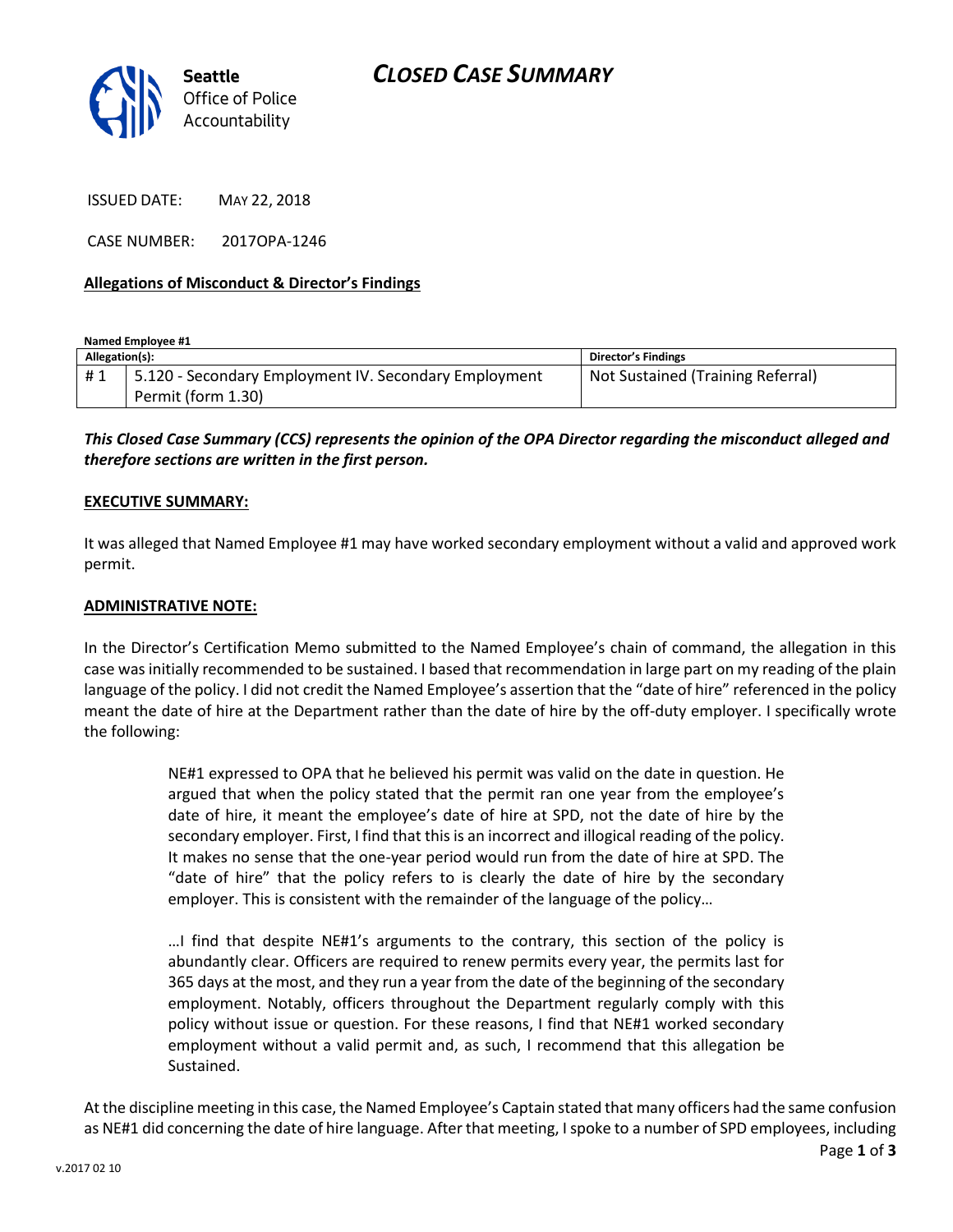# CLOSED CASE SUMMARY

Seattle Office of Police Accountability

ISSUED DATE: MAY 22, 2018

CASE NUMBER: 2017OPA-1246

**Allegations of Misconduct & Director's Findings**

**Named Employee #1**

| Allegation(s): | | Director's Findings |
|---|---|---|
| # 1 | 5.120 - Secondary Employment IV. Secondary Employment Permit (form 1.30) | Not Sustained (Training Referral) |

***This Closed Case Summary (CCS) represents the opinion of the OPA Director regarding the misconduct alleged and therefore sections are written in the first person.***

**EXECUTIVE SUMMARY:**

It was alleged that Named Employee #1 may have worked secondary employment without a valid and approved work permit.

**ADMINISTRATIVE NOTE:**

In the Director's Certification Memo submitted to the Named Employee's chain of command, the allegation in this case was initially recommended to be sustained. I based that recommendation in large part on my reading of the plain language of the policy. I did not credit the Named Employee's assertion that the "date of hire" referenced in the policy meant the date of hire at the Department rather than the date of hire by the off-duty employer. I specifically wrote the following:

> NE#1 expressed to OPA that he believed his permit was valid on the date in question. He argued that when the policy stated that the permit ran one year from the employee's date of hire, it meant the employee's date of hire at SPD, not the date of hire by the secondary employer. First, I find that this is an incorrect and illogical reading of the policy. It makes no sense that the one-year period would run from the date of hire at SPD. The "date of hire" that the policy refers to is clearly the date of hire by the secondary employer. This is consistent with the remainder of the language of the policy…
>
> …I find that despite NE#1's arguments to the contrary, this section of the policy is abundantly clear. Officers are required to renew permits every year, the permits last for 365 days at the most, and they run a year from the date of the beginning of the secondary employment. Notably, officers throughout the Department regularly comply with this policy without issue or question. For these reasons, I find that NE#1 worked secondary employment without a valid permit and, as such, I recommend that this allegation be Sustained.

At the discipline meeting in this case, the Named Employee's Captain stated that many officers had the same confusion as NE#1 did concerning the date of hire language. After that meeting, I spoke to a number of SPD employees, including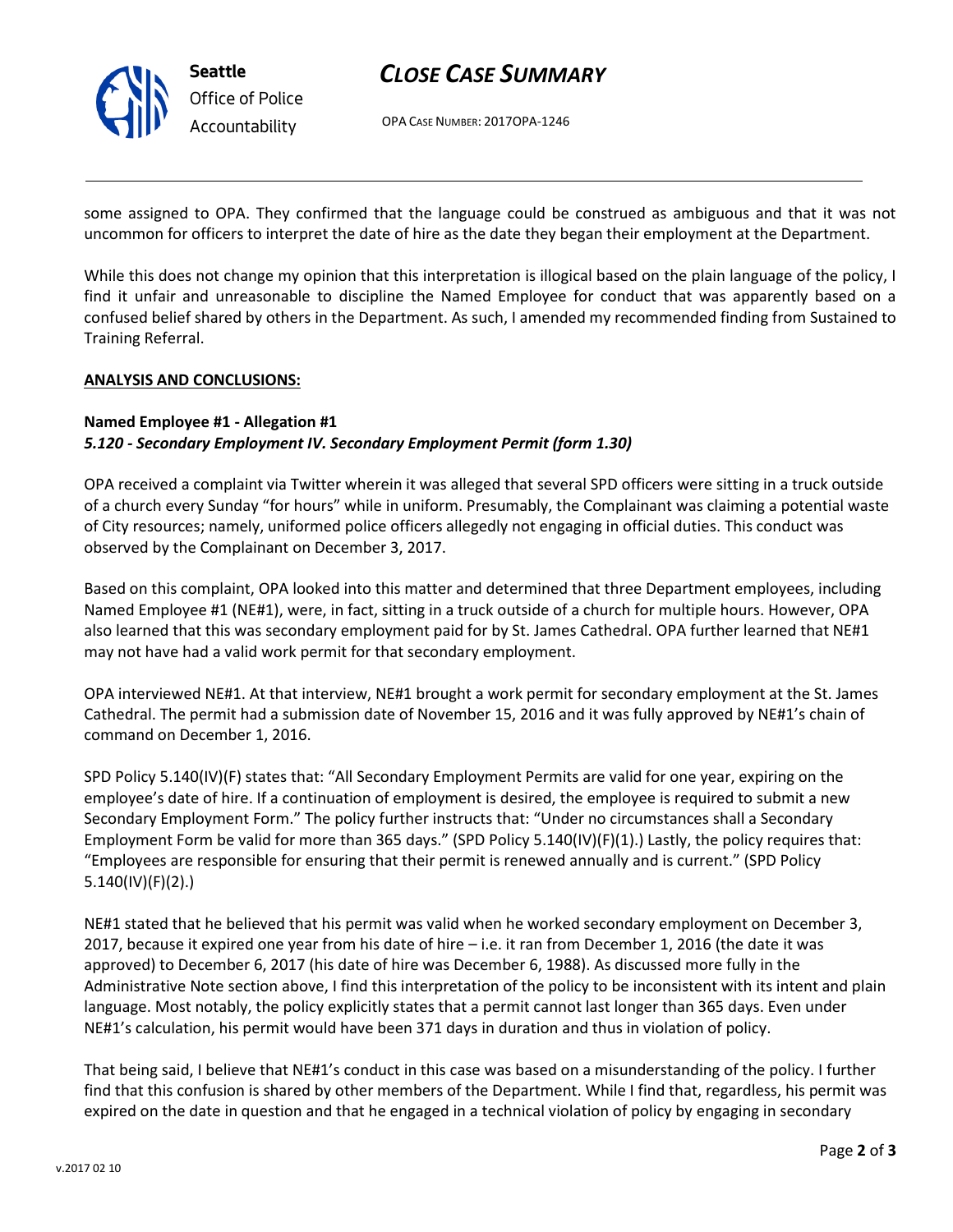some assigned to OPA. They confirmed that the language could be construed as ambiguous and that it was not uncommon for officers to interpret the date of hire as the date they began their employment at the Department.

While this does not change my opinion that this interpretation is illogical based on the plain language of the policy, I find it unfair and unreasonable to discipline the Named Employee for conduct that was apparently based on a confused belief shared by others in the Department. As such, I amended my recommended finding from Sustained to Training Referral.

**ANALYSIS AND CONCLUSIONS:**

**Named Employee #1 - Allegation #1**
***5.120 - Secondary Employment IV. Secondary Employment Permit (form 1.30)***

OPA received a complaint via Twitter wherein it was alleged that several SPD officers were sitting in a truck outside of a church every Sunday "for hours" while in uniform. Presumably, the Complainant was claiming a potential waste of City resources; namely, uniformed police officers allegedly not engaging in official duties. This conduct was observed by the Complainant on December 3, 2017.

Based on this complaint, OPA looked into this matter and determined that three Department employees, including Named Employee #1 (NE#1), were, in fact, sitting in a truck outside of a church for multiple hours. However, OPA also learned that this was secondary employment paid for by St. James Cathedral. OPA further learned that NE#1 may not have had a valid work permit for that secondary employment.

OPA interviewed NE#1. At that interview, NE#1 brought a work permit for secondary employment at the St. James Cathedral. The permit had a submission date of November 15, 2016 and it was fully approved by NE#1's chain of command on December 1, 2016.

SPD Policy 5.140(IV)(F) states that: "All Secondary Employment Permits are valid for one year, expiring on the employee's date of hire. If a continuation of employment is desired, the employee is required to submit a new Secondary Employment Form." The policy further instructs that: "Under no circumstances shall a Secondary Employment Form be valid for more than 365 days." (SPD Policy 5.140(IV)(F)(1).) Lastly, the policy requires that: "Employees are responsible for ensuring that their permit is renewed annually and is current." (SPD Policy 5.140(IV)(F)(2).)

NE#1 stated that he believed that his permit was valid when he worked secondary employment on December 3, 2017, because it expired one year from his date of hire – i.e. it ran from December 1, 2016 (the date it was approved) to December 6, 2017 (his date of hire was December 6, 1988). As discussed more fully in the Administrative Note section above, I find this interpretation of the policy to be inconsistent with its intent and plain language. Most notably, the policy explicitly states that a permit cannot last longer than 365 days. Even under NE#1's calculation, his permit would have been 371 days in duration and thus in violation of policy.

That being said, I believe that NE#1's conduct in this case was based on a misunderstanding of the policy. I further find that this confusion is shared by other members of the Department. While I find that, regardless, his permit was expired on the date in question and that he engaged in a technical violation of policy by engaging in secondary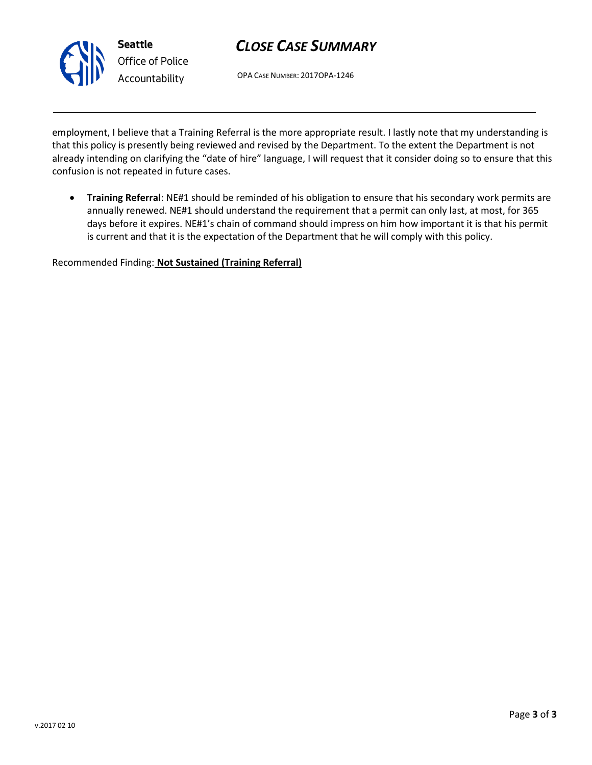employment, I believe that a Training Referral is the more appropriate result. I lastly note that my understanding is that this policy is presently being reviewed and revised by the Department. To the extent the Department is not already intending on clarifying the "date of hire" language, I will request that it consider doing so to ensure that this confusion is not repeated in future cases.

- **Training Referral**: NE#1 should be reminded of his obligation to ensure that his secondary work permits are annually renewed. NE#1 should understand the requirement that a permit can only last, at most, for 365 days before it expires. NE#1's chain of command should impress on him how important it is that his permit is current and that it is the expectation of the Department that he will comply with this policy.

Recommended Finding: **Not Sustained (Training Referral)**